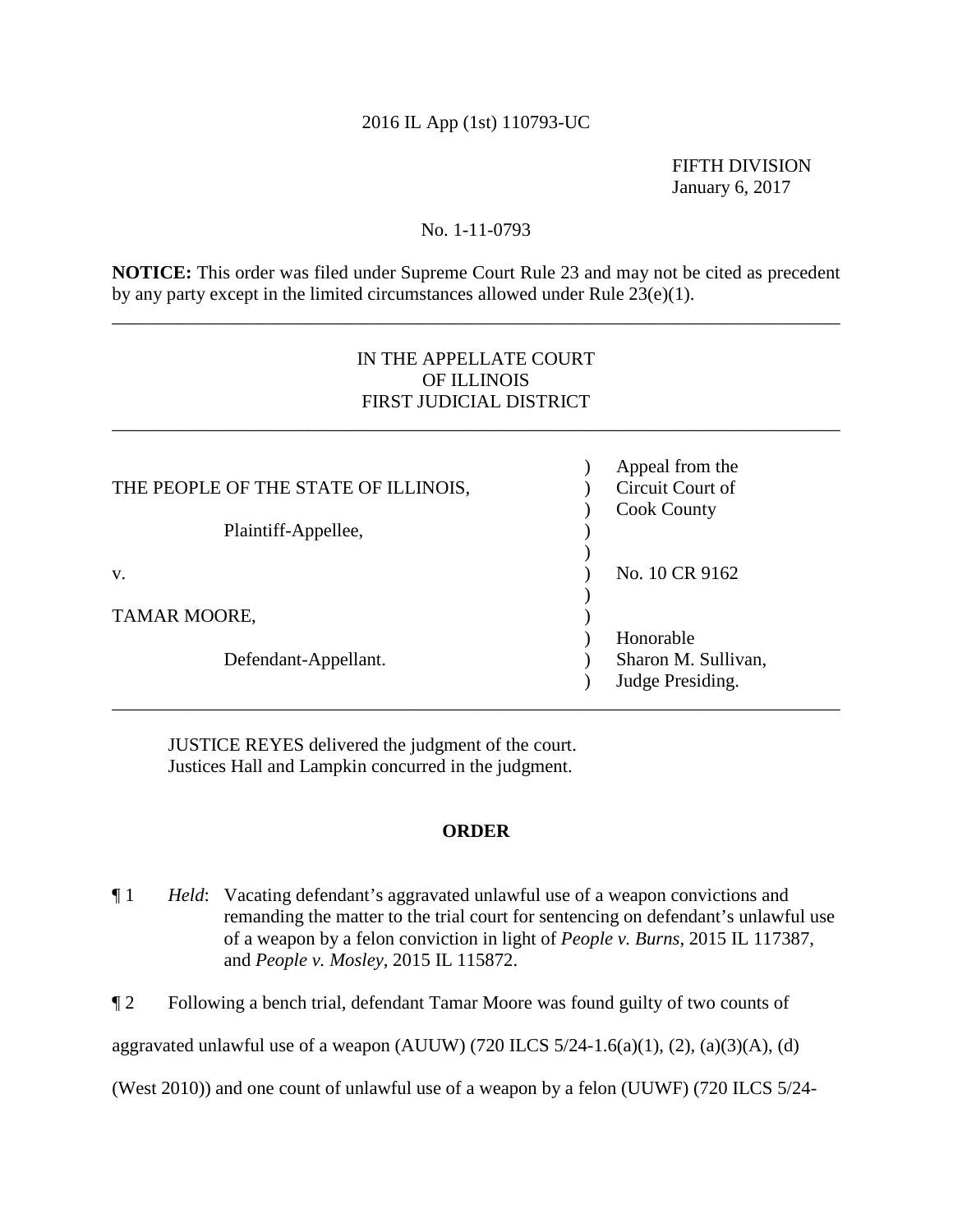2016 IL App (1st) 110793-UC

FIFTH DIVISION
January 6, 2017

No. 1-11-0793

**NOTICE:** This order was filed under Supreme Court Rule 23 and may not be cited as precedent by any party except in the limited circumstances allowed under Rule 23(e)(1).

---

IN THE APPELLATE COURT
OF ILLINOIS
FIRST JUDICIAL DISTRICT

---

| | | |
|---|---|---|
| THE PEOPLE OF THE STATE OF ILLINOIS, | ) | Appeal from the Circuit Court of Cook County |
| Plaintiff-Appellee, | ) | |
| v. | ) | No. 10 CR 9162 |
| TAMAR MOORE, | ) | |
| Defendant-Appellant. | ) | Honorable Sharon M. Sullivan, Judge Presiding. |

---

JUSTICE REYES delivered the judgment of the court.
Justices Hall and Lampkin concurred in the judgment.

## ORDER

¶ 1 *Held*: Vacating defendant's aggravated unlawful use of a weapon convictions and remanding the matter to the trial court for sentencing on defendant's unlawful use of a weapon by a felon conviction in light of *People v. Burns*, 2015 IL 117387, and *People v. Mosley*, 2015 IL 115872.

¶ 2 Following a bench trial, defendant Tamar Moore was found guilty of two counts of aggravated unlawful use of a weapon (AUUW) (720 ILCS 5/24-1.6(a)(1), (2), (a)(3)(A), (d) (West 2010)) and one count of unlawful use of a weapon by a felon (UUWF) (720 ILCS 5/24-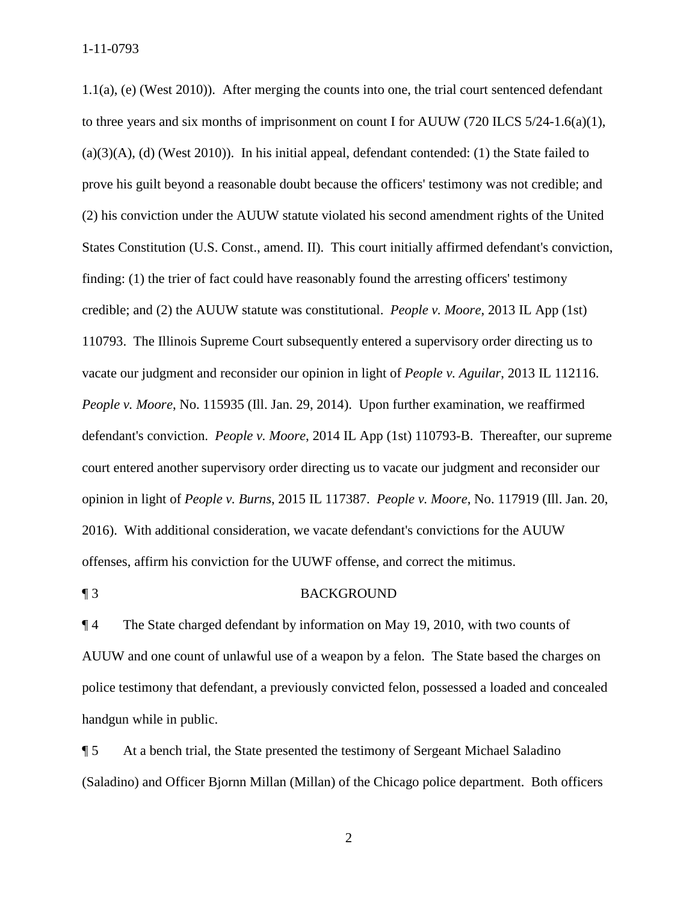1.1(a), (e) (West 2010)). After merging the counts into one, the trial court sentenced defendant to three years and six months of imprisonment on count I for AUUW (720 ILCS 5/24-1.6(a)(1), (a)(3)(A), (d) (West 2010)). In his initial appeal, defendant contended: (1) the State failed to prove his guilt beyond a reasonable doubt because the officers' testimony was not credible; and (2) his conviction under the AUUW statute violated his second amendment rights of the United States Constitution (U.S. Const., amend. II). This court initially affirmed defendant's conviction, finding: (1) the trier of fact could have reasonably found the arresting officers' testimony credible; and (2) the AUUW statute was constitutional. *People v. Moore*, 2013 IL App (1st) 110793. The Illinois Supreme Court subsequently entered a supervisory order directing us to vacate our judgment and reconsider our opinion in light of *People v. Aguilar*, 2013 IL 112116. *People v. Moore*, No. 115935 (Ill. Jan. 29, 2014). Upon further examination, we reaffirmed defendant's conviction. *People v. Moore*, 2014 IL App (1st) 110793-B. Thereafter, our supreme court entered another supervisory order directing us to vacate our judgment and reconsider our opinion in light of *People v. Burns*, 2015 IL 117387. *People v. Moore*, No. 117919 (Ill. Jan. 20, 2016). With additional consideration, we vacate defendant's convictions for the AUUW offenses, affirm his conviction for the UUWF offense, and correct the mitimus.

¶ 3 BACKGROUND

¶ 4 The State charged defendant by information on May 19, 2010, with two counts of AUUW and one count of unlawful use of a weapon by a felon. The State based the charges on police testimony that defendant, a previously convicted felon, possessed a loaded and concealed handgun while in public.

¶ 5 At a bench trial, the State presented the testimony of Sergeant Michael Saladino (Saladino) and Officer Bjornn Millan (Millan) of the Chicago police department. Both officers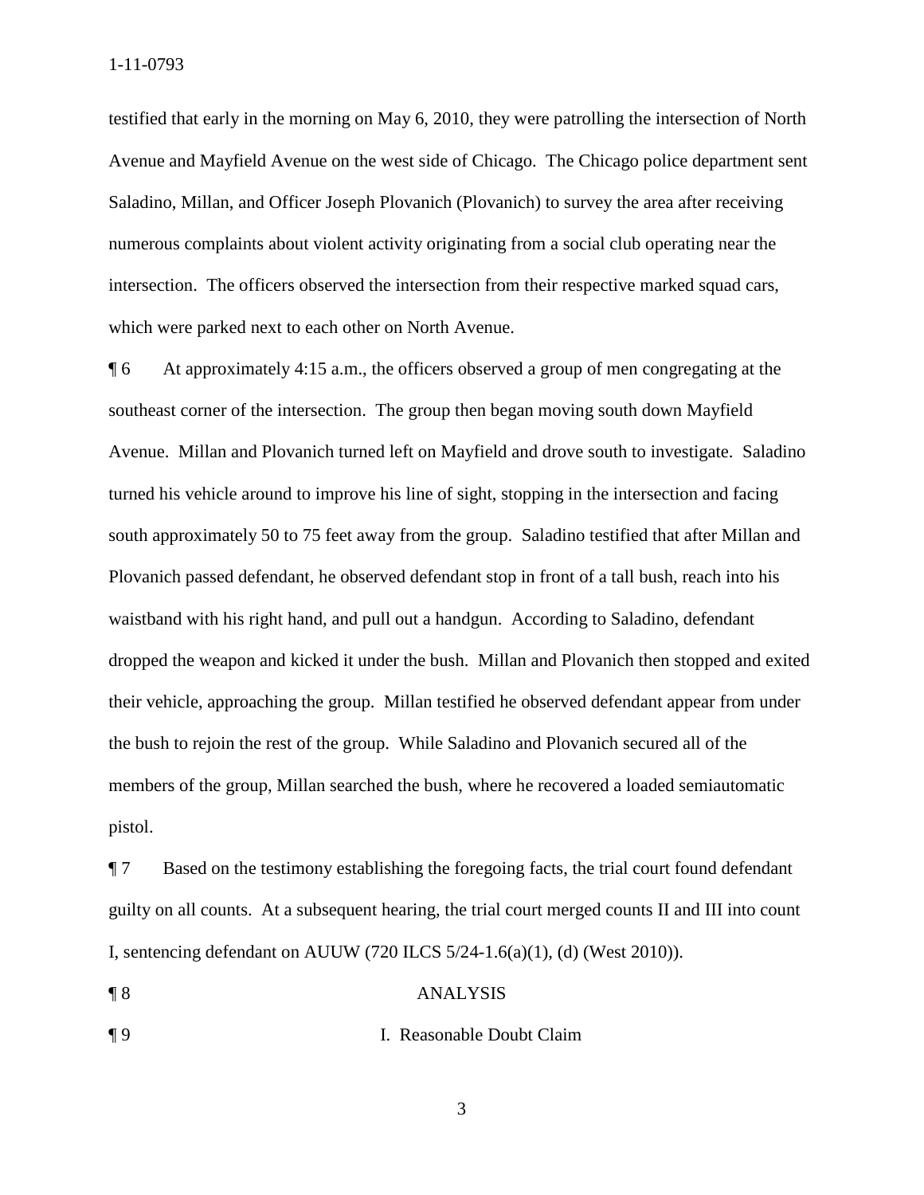testified that early in the morning on May 6, 2010, they were patrolling the intersection of North Avenue and Mayfield Avenue on the west side of Chicago. The Chicago police department sent Saladino, Millan, and Officer Joseph Plovanich (Plovanich) to survey the area after receiving numerous complaints about violent activity originating from a social club operating near the intersection. The officers observed the intersection from their respective marked squad cars, which were parked next to each other on North Avenue.

¶ 6 At approximately 4:15 a.m., the officers observed a group of men congregating at the southeast corner of the intersection. The group then began moving south down Mayfield Avenue. Millan and Plovanich turned left on Mayfield and drove south to investigate. Saladino turned his vehicle around to improve his line of sight, stopping in the intersection and facing south approximately 50 to 75 feet away from the group. Saladino testified that after Millan and Plovanich passed defendant, he observed defendant stop in front of a tall bush, reach into his waistband with his right hand, and pull out a handgun. According to Saladino, defendant dropped the weapon and kicked it under the bush. Millan and Plovanich then stopped and exited their vehicle, approaching the group. Millan testified he observed defendant appear from under the bush to rejoin the rest of the group. While Saladino and Plovanich secured all of the members of the group, Millan searched the bush, where he recovered a loaded semiautomatic pistol.

¶ 7 Based on the testimony establishing the foregoing facts, the trial court found defendant guilty on all counts. At a subsequent hearing, the trial court merged counts II and III into count I, sentencing defendant on AUUW (720 ILCS 5/24-1.6(a)(1), (d) (West 2010)).

## ¶ 8 ANALYSIS

### ¶ 9 I. Reasonable Doubt Claim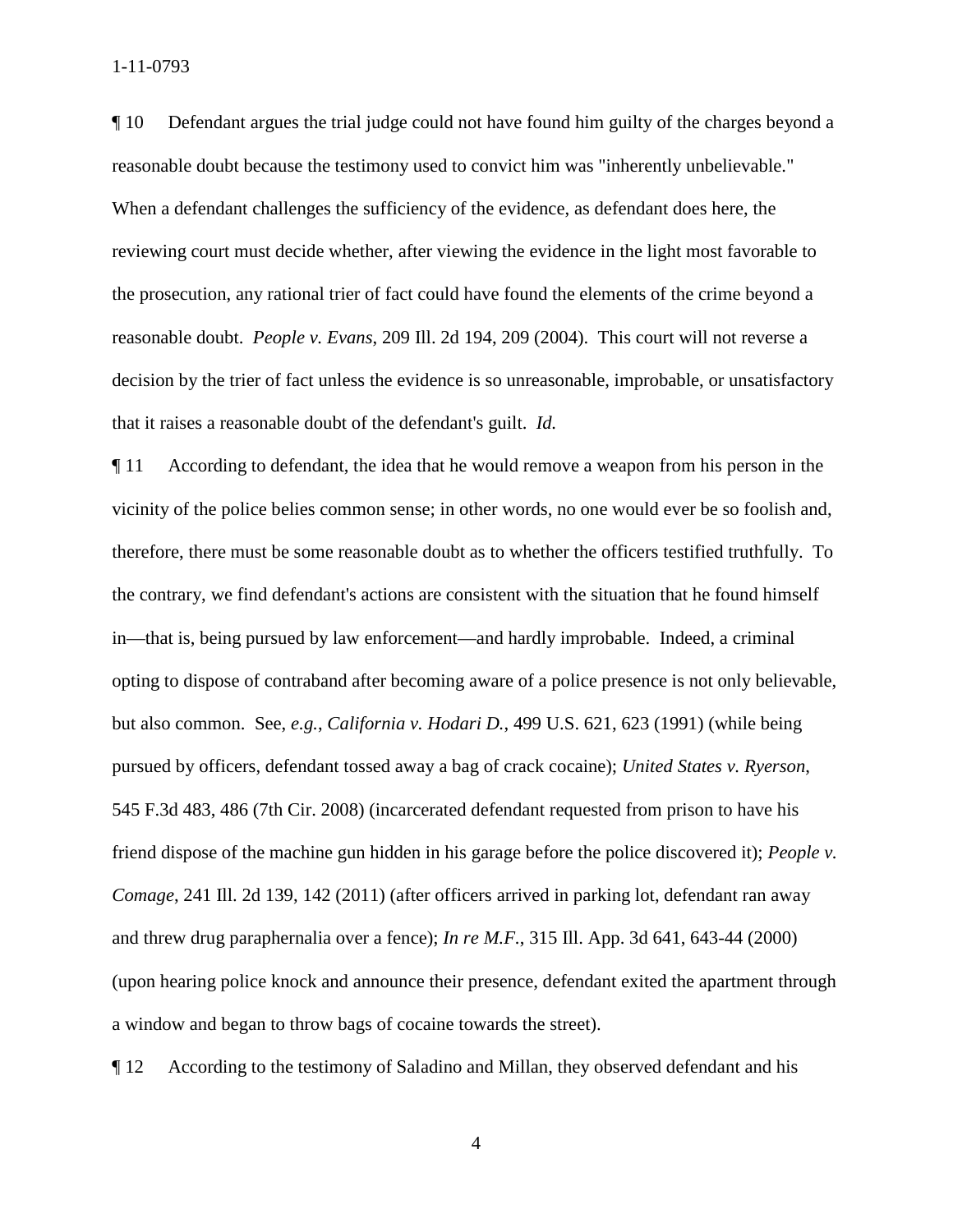¶ 10 Defendant argues the trial judge could not have found him guilty of the charges beyond a reasonable doubt because the testimony used to convict him was "inherently unbelievable." When a defendant challenges the sufficiency of the evidence, as defendant does here, the reviewing court must decide whether, after viewing the evidence in the light most favorable to the prosecution, any rational trier of fact could have found the elements of the crime beyond a reasonable doubt. *People v. Evans*, 209 Ill. 2d 194, 209 (2004). This court will not reverse a decision by the trier of fact unless the evidence is so unreasonable, improbable, or unsatisfactory that it raises a reasonable doubt of the defendant's guilt. *Id.*

¶ 11 According to defendant, the idea that he would remove a weapon from his person in the vicinity of the police belies common sense; in other words, no one would ever be so foolish and, therefore, there must be some reasonable doubt as to whether the officers testified truthfully. To the contrary, we find defendant's actions are consistent with the situation that he found himself in—that is, being pursued by law enforcement—and hardly improbable. Indeed, a criminal opting to dispose of contraband after becoming aware of a police presence is not only believable, but also common. See, *e.g.*, *California v. Hodari D.*, 499 U.S. 621, 623 (1991) (while being pursued by officers, defendant tossed away a bag of crack cocaine); *United States v. Ryerson*, 545 F.3d 483, 486 (7th Cir. 2008) (incarcerated defendant requested from prison to have his friend dispose of the machine gun hidden in his garage before the police discovered it); *People v. Comage*, 241 Ill. 2d 139, 142 (2011) (after officers arrived in parking lot, defendant ran away and threw drug paraphernalia over a fence); *In re M.F.*, 315 Ill. App. 3d 641, 643-44 (2000) (upon hearing police knock and announce their presence, defendant exited the apartment through a window and began to throw bags of cocaine towards the street).

¶ 12 According to the testimony of Saladino and Millan, they observed defendant and his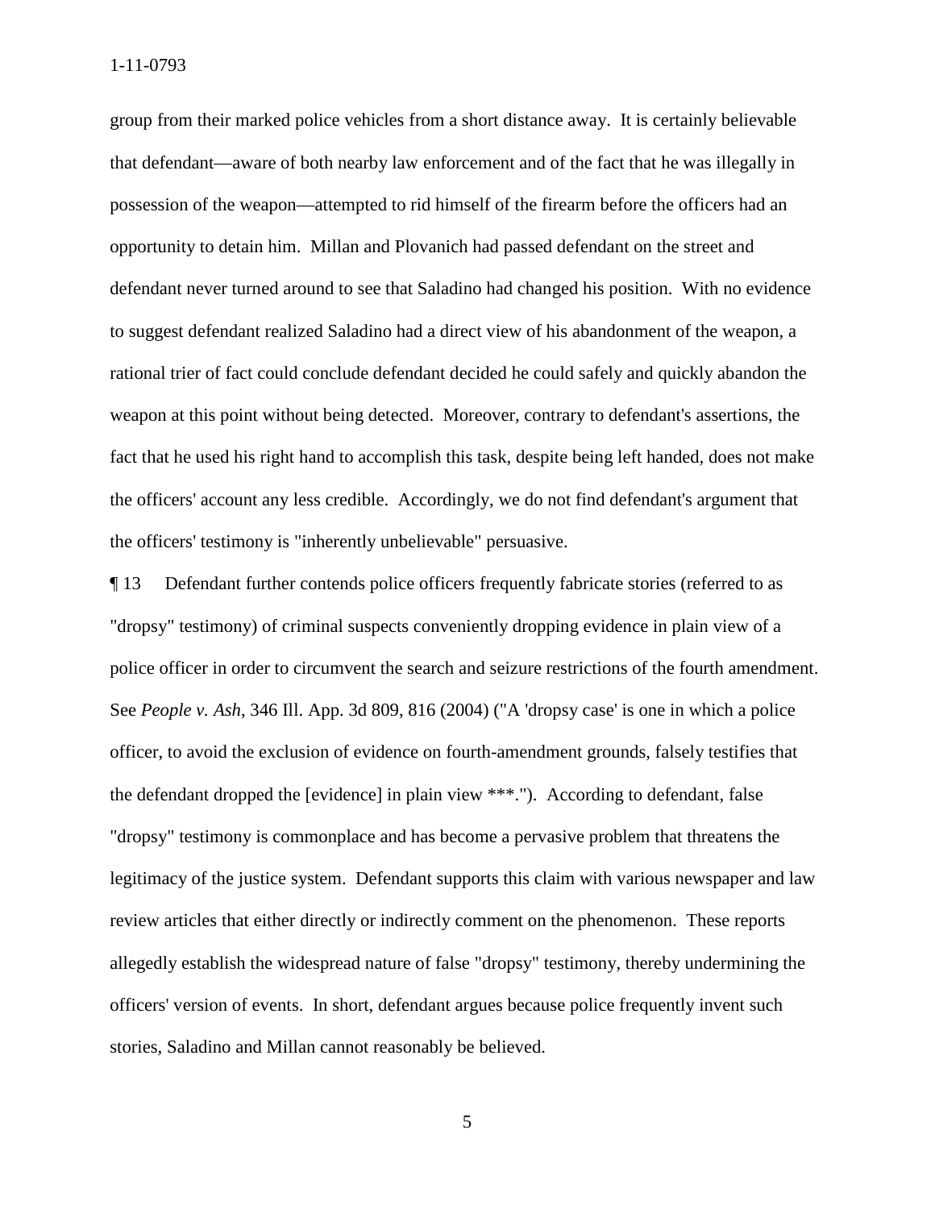group from their marked police vehicles from a short distance away. It is certainly believable that defendant—aware of both nearby law enforcement and of the fact that he was illegally in possession of the weapon—attempted to rid himself of the firearm before the officers had an opportunity to detain him. Millan and Plovanich had passed defendant on the street and defendant never turned around to see that Saladino had changed his position. With no evidence to suggest defendant realized Saladino had a direct view of his abandonment of the weapon, a rational trier of fact could conclude defendant decided he could safely and quickly abandon the weapon at this point without being detected. Moreover, contrary to defendant's assertions, the fact that he used his right hand to accomplish this task, despite being left handed, does not make the officers' account any less credible. Accordingly, we do not find defendant's argument that the officers' testimony is "inherently unbelievable" persuasive.

¶ 13 Defendant further contends police officers frequently fabricate stories (referred to as "dropsy" testimony) of criminal suspects conveniently dropping evidence in plain view of a police officer in order to circumvent the search and seizure restrictions of the fourth amendment. See *People v. Ash*, 346 Ill. App. 3d 809, 816 (2004) ("A 'dropsy case' is one in which a police officer, to avoid the exclusion of evidence on fourth-amendment grounds, falsely testifies that the defendant dropped the [evidence] in plain view ***."). According to defendant, false "dropsy" testimony is commonplace and has become a pervasive problem that threatens the legitimacy of the justice system. Defendant supports this claim with various newspaper and law review articles that either directly or indirectly comment on the phenomenon. These reports allegedly establish the widespread nature of false "dropsy" testimony, thereby undermining the officers' version of events. In short, defendant argues because police frequently invent such stories, Saladino and Millan cannot reasonably be believed.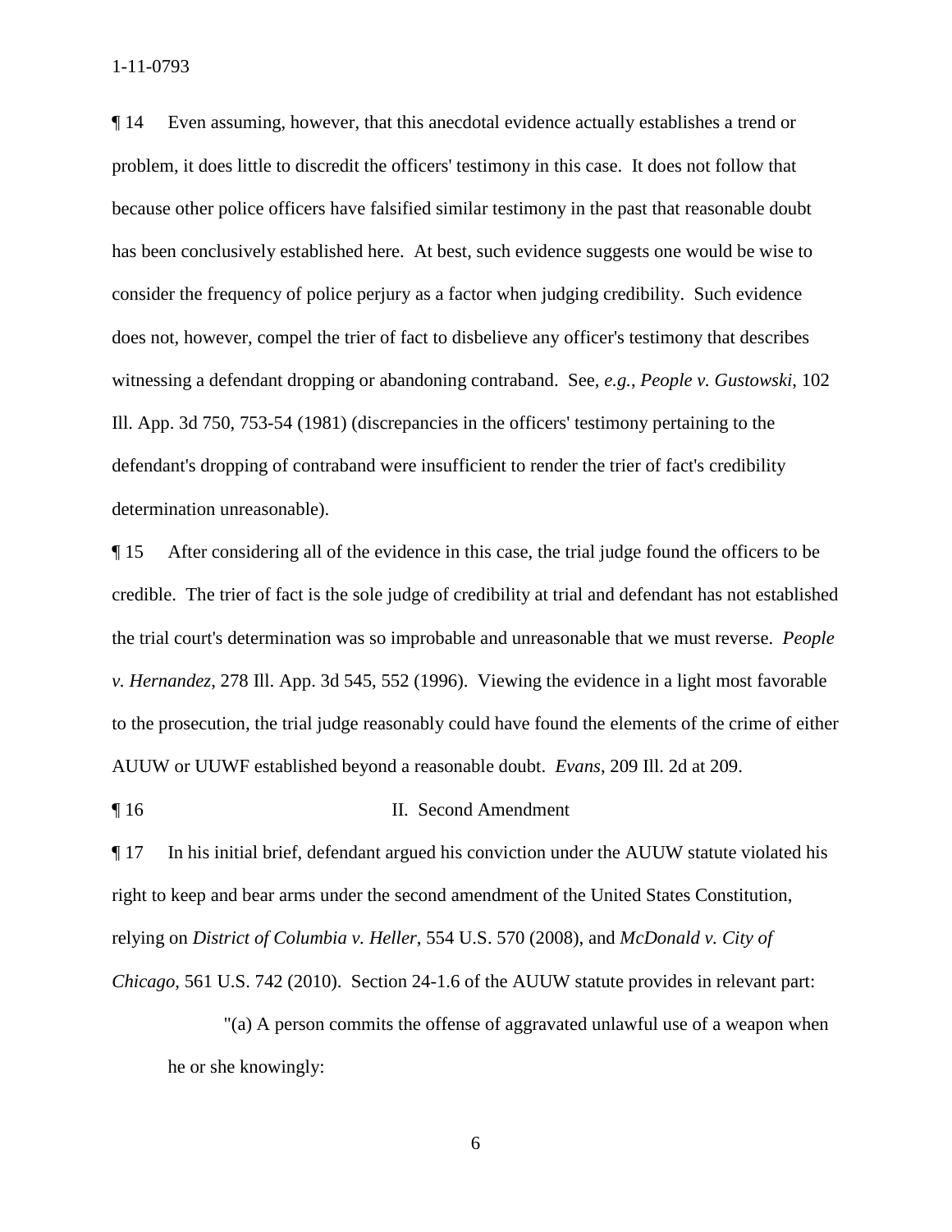¶ 14 Even assuming, however, that this anecdotal evidence actually establishes a trend or problem, it does little to discredit the officers' testimony in this case. It does not follow that because other police officers have falsified similar testimony in the past that reasonable doubt has been conclusively established here. At best, such evidence suggests one would be wise to consider the frequency of police perjury as a factor when judging credibility. Such evidence does not, however, compel the trier of fact to disbelieve any officer's testimony that describes witnessing a defendant dropping or abandoning contraband. See, *e.g.*, *People v. Gustowski*, 102 Ill. App. 3d 750, 753-54 (1981) (discrepancies in the officers' testimony pertaining to the defendant's dropping of contraband were insufficient to render the trier of fact's credibility determination unreasonable).

¶ 15 After considering all of the evidence in this case, the trial judge found the officers to be credible. The trier of fact is the sole judge of credibility at trial and defendant has not established the trial court's determination was so improbable and unreasonable that we must reverse. *People v. Hernandez*, 278 Ill. App. 3d 545, 552 (1996). Viewing the evidence in a light most favorable to the prosecution, the trial judge reasonably could have found the elements of the crime of either AUUW or UUWF established beyond a reasonable doubt. *Evans*, 209 Ill. 2d at 209.

¶ 16 II. Second Amendment

¶ 17 In his initial brief, defendant argued his conviction under the AUUW statute violated his right to keep and bear arms under the second amendment of the United States Constitution, relying on *District of Columbia v. Heller*, 554 U.S. 570 (2008), and *McDonald v. City of Chicago*, 561 U.S. 742 (2010). Section 24-1.6 of the AUUW statute provides in relevant part:

> "(a) A person commits the offense of aggravated unlawful use of a weapon when he or she knowingly: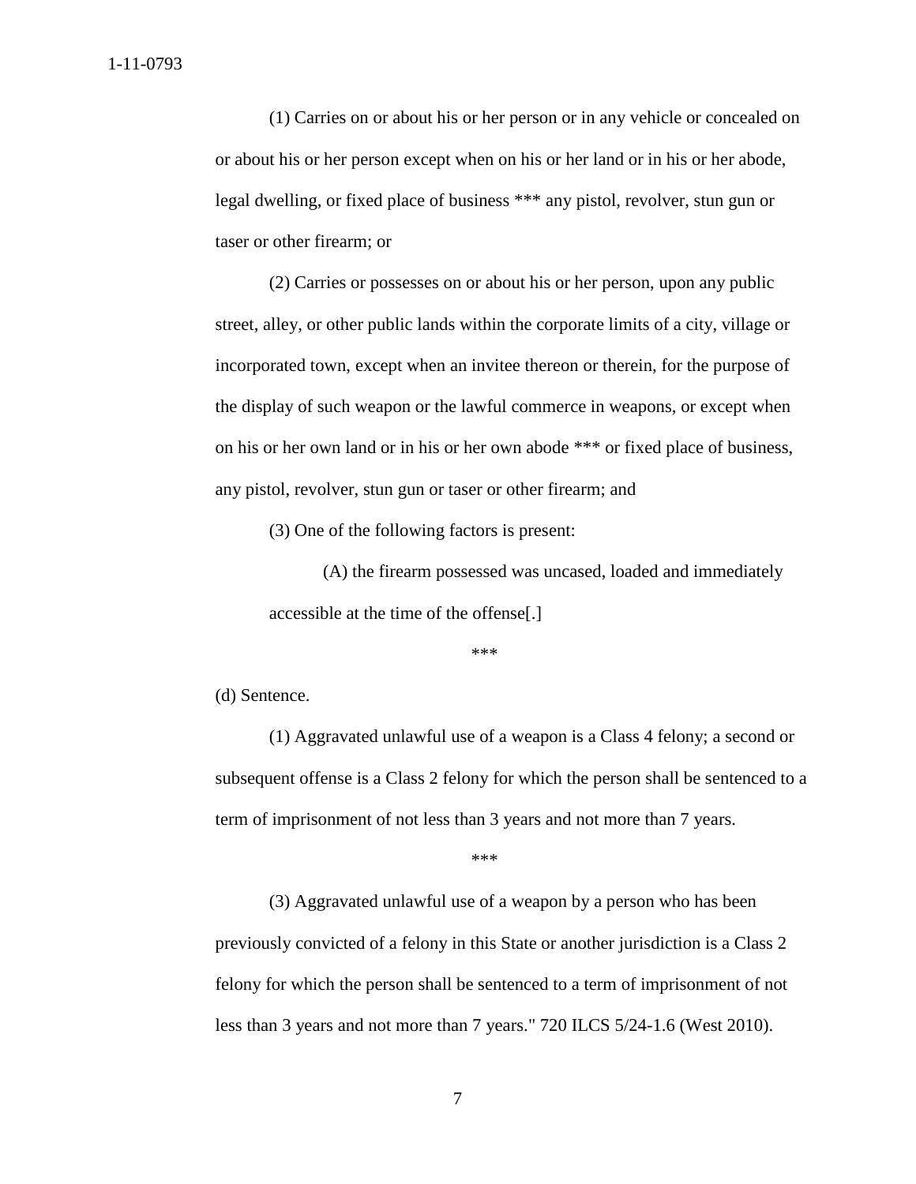(1) Carries on or about his or her person or in any vehicle or concealed on or about his or her person except when on his or her land or in his or her abode, legal dwelling, or fixed place of business *** any pistol, revolver, stun gun or taser or other firearm; or

(2) Carries or possesses on or about his or her person, upon any public street, alley, or other public lands within the corporate limits of a city, village or incorporated town, except when an invitee thereon or therein, for the purpose of the display of such weapon or the lawful commerce in weapons, or except when on his or her own land or in his or her own abode *** or fixed place of business, any pistol, revolver, stun gun or taser or other firearm; and

(3) One of the following factors is present:

(A) the firearm possessed was uncased, loaded and immediately accessible at the time of the offense[.]

***

(d) Sentence.

(1) Aggravated unlawful use of a weapon is a Class 4 felony; a second or subsequent offense is a Class 2 felony for which the person shall be sentenced to a term of imprisonment of not less than 3 years and not more than 7 years.

***

(3) Aggravated unlawful use of a weapon by a person who has been previously convicted of a felony in this State or another jurisdiction is a Class 2 felony for which the person shall be sentenced to a term of imprisonment of not less than 3 years and not more than 7 years." 720 ILCS 5/24-1.6 (West 2010).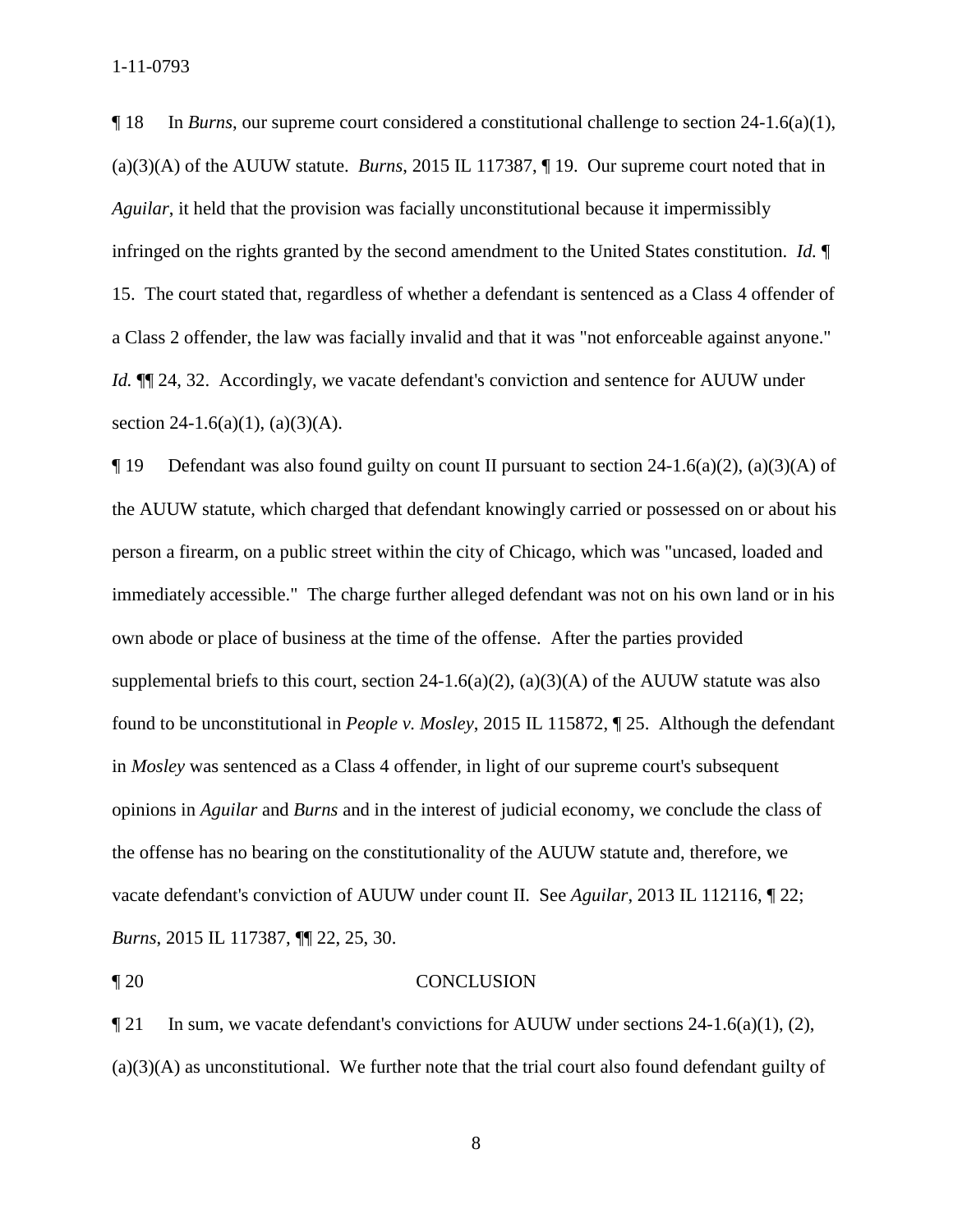¶ 18 In *Burns*, our supreme court considered a constitutional challenge to section 24-1.6(a)(1), (a)(3)(A) of the AUUW statute. *Burns*, 2015 IL 117387, ¶ 19. Our supreme court noted that in *Aguilar*, it held that the provision was facially unconstitutional because it impermissibly infringed on the rights granted by the second amendment to the United States constitution. *Id.* ¶ 15. The court stated that, regardless of whether a defendant is sentenced as a Class 4 offender of a Class 2 offender, the law was facially invalid and that it was "not enforceable against anyone." *Id.* ¶¶ 24, 32. Accordingly, we vacate defendant's conviction and sentence for AUUW under section 24-1.6(a)(1), (a)(3)(A).

¶ 19 Defendant was also found guilty on count II pursuant to section 24-1.6(a)(2), (a)(3)(A) of the AUUW statute, which charged that defendant knowingly carried or possessed on or about his person a firearm, on a public street within the city of Chicago, which was "uncased, loaded and immediately accessible." The charge further alleged defendant was not on his own land or in his own abode or place of business at the time of the offense. After the parties provided supplemental briefs to this court, section 24-1.6(a)(2), (a)(3)(A) of the AUUW statute was also found to be unconstitutional in *People v. Mosley*, 2015 IL 115872, ¶ 25. Although the defendant in *Mosley* was sentenced as a Class 4 offender, in light of our supreme court's subsequent opinions in *Aguilar* and *Burns* and in the interest of judicial economy, we conclude the class of the offense has no bearing on the constitutionality of the AUUW statute and, therefore, we vacate defendant's conviction of AUUW under count II. See *Aguilar*, 2013 IL 112116, ¶ 22; *Burns*, 2015 IL 117387, ¶¶ 22, 25, 30.

## ¶ 20 CONCLUSION

¶ 21 In sum, we vacate defendant's convictions for AUUW under sections 24-1.6(a)(1), (2), (a)(3)(A) as unconstitutional. We further note that the trial court also found defendant guilty of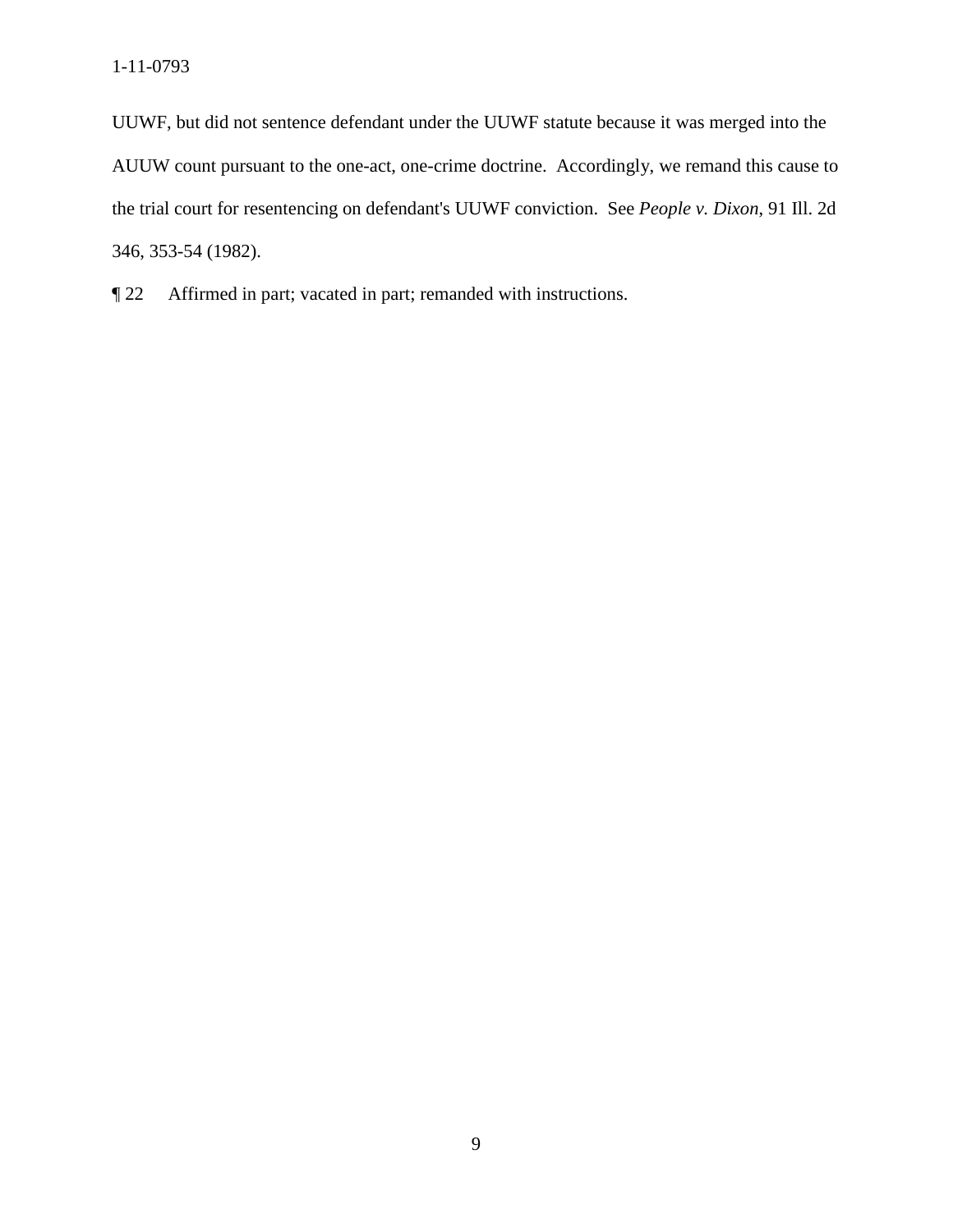UUWF, but did not sentence defendant under the UUWF statute because it was merged into the AUUW count pursuant to the one-act, one-crime doctrine. Accordingly, we remand this cause to the trial court for resentencing on defendant's UUWF conviction. See *People v. Dixon*, 91 Ill. 2d 346, 353-54 (1982).

¶ 22 Affirmed in part; vacated in part; remanded with instructions.